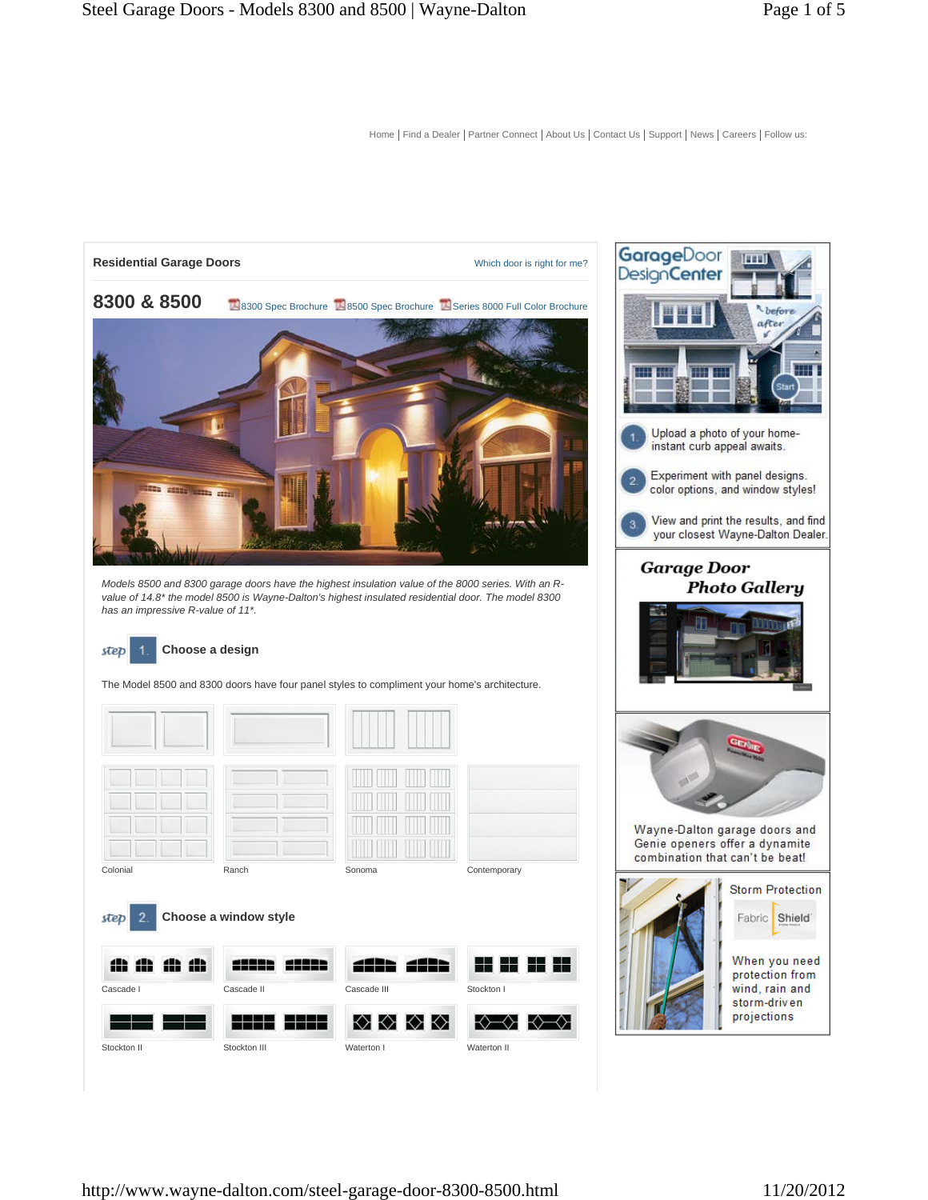Home | Find a Dealer | Partner Connect | About Us | Contact Us | Support | News | Careers | Follow us:

## Residential Garage Doors

Which door is right for me?

# 8300 & 8500

8300 Spec Brochure | 8500 Spec Brochure | Series 8000 Full Color Brochure

*Models 8500 and 8300 garage doors have the highest insulation value of the 8000 series. With an R-value of 14.8* the model 8500 is Wayne-Dalton's highest insulated residential door. The model 8300 has an impressive R-value of 11*.*

### step 1. Choose a design

The Model 8500 and 8300 doors have four panel styles to compliment your home's architecture.

Colonial | Ranch | Sonoma | Contemporary

### step 2. Choose a window style

Cascade I | Cascade II | Cascade III | Stockton I

Stockton II | Stockton III | Waterton I | Waterton II

---

**GarageDoor DesignCenter**

before / after

Start

1. Upload a photo of your home- instant curb appeal awaits.
2. Experiment with panel designs, color options, and window styles!
3. View and print the results, and find your closest Wayne-Dalton Dealer.

***Garage Door Photo Gallery***

Wayne-Dalton garage doors and Genie openers offer a dynamite combination that can't be beat!

**Storm Protection**

Fabric Shield

When you need protection from wind, rain and storm-driven projections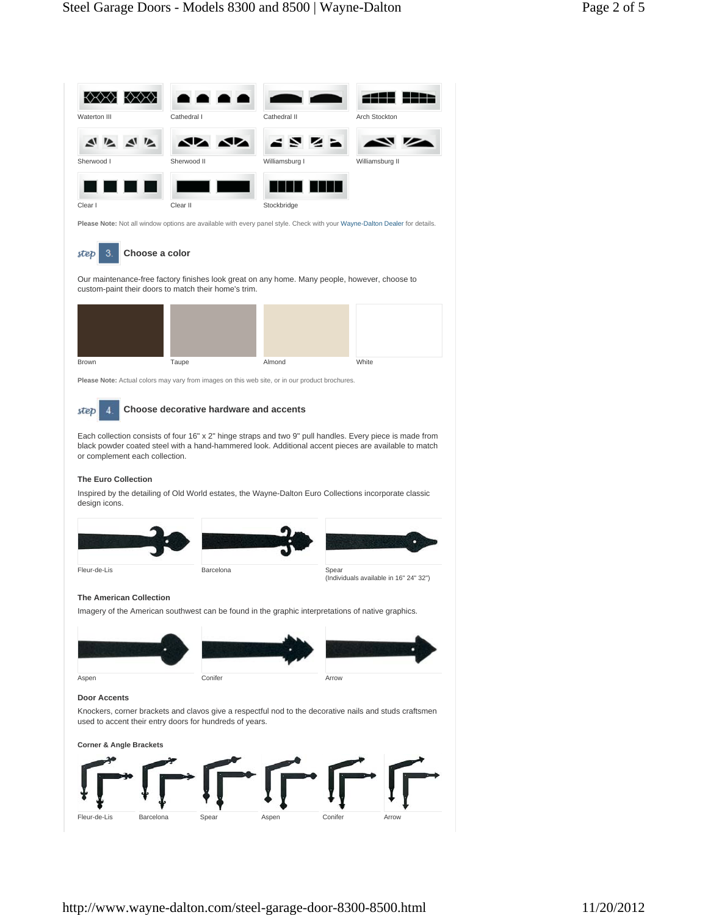Waterton III

Cathedral I

Cathedral II

Arch Stockton

Sherwood I

Sherwood II

Williamsburg I

Williamsburg II

Clear I

Clear II

Stockbridge

**Please Note:** Not all window options are available with every panel style. Check with your Wayne-Dalton Dealer for details.

## *step* 3. Choose a color

Our maintenance-free factory finishes look great on any home. Many people, however, choose to custom-paint their doors to match their home's trim.

Brown

Taupe

Almond

White

**Please Note:** Actual colors may vary from images on this web site, or in our product brochures.

## *step* 4. Choose decorative hardware and accents

Each collection consists of four 16" x 2" hinge straps and two 9" pull handles. Every piece is made from black powder coated steel with a hand-hammered look. Additional accent pieces are available to match or complement each collection.

### The Euro Collection

Inspired by the detailing of Old World estates, the Wayne-Dalton Euro Collections incorporate classic design icons.

Fleur-de-Lis

Barcelona

Spear
(Individuals available in 16" 24" 32")

### The American Collection

Imagery of the American southwest can be found in the graphic interpretations of native graphics.

Aspen

Conifer

Arrow

### Door Accents

Knockers, corner brackets and clavos give a respectful nod to the decorative nails and studs craftsmen used to accent their entry doors for hundreds of years.

**Corner & Angle Brackets**

Fleur-de-Lis

Barcelona

Spear

Aspen

Conifer

Arrow